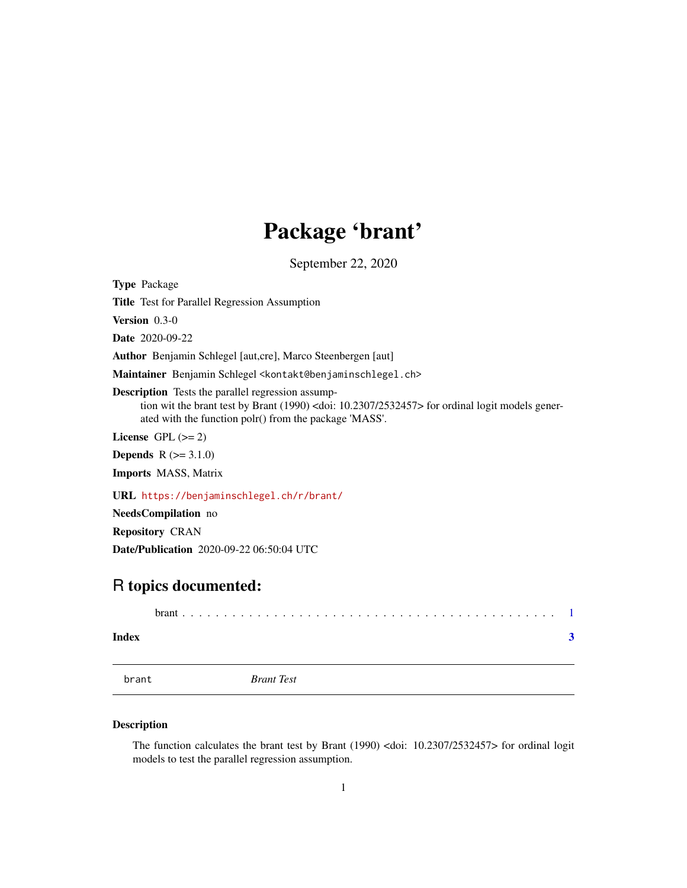# Package 'brant'

September 22, 2020

**Type** Package

**Title** Test for Parallel Regression Assumption

**Version** 0.3-0

**Date** 2020-09-22

**Author** Benjamin Schlegel [aut,cre], Marco Steenbergen [aut]

**Maintainer** Benjamin Schlegel <kontakt@benjaminschlegel.ch>

**Description** Tests the parallel regression assumption wit the brant test by Brant (1990) <doi: 10.2307/2532457> for ordinal logit models generated with the function polr() from the package 'MASS'.

**License** GPL (>= 2)

**Depends** R (>= 3.1.0)

**Imports** MASS, Matrix

**URL** https://benjaminschlegel.ch/r/brant/

**NeedsCompilation** no

**Repository** CRAN

**Date/Publication** 2020-09-22 06:50:04 UTC

## R topics documented:

brant . . . . . . . . . . . . . . . . . . . . . . . . . . . . . . . . . . . . . . . . . . . . 1

**Index** **3**

---

brant *Brant Test*

---

### Description

The function calculates the brant test by Brant (1990) <doi: 10.2307/2532457> for ordinal logit models to test the parallel regression assumption.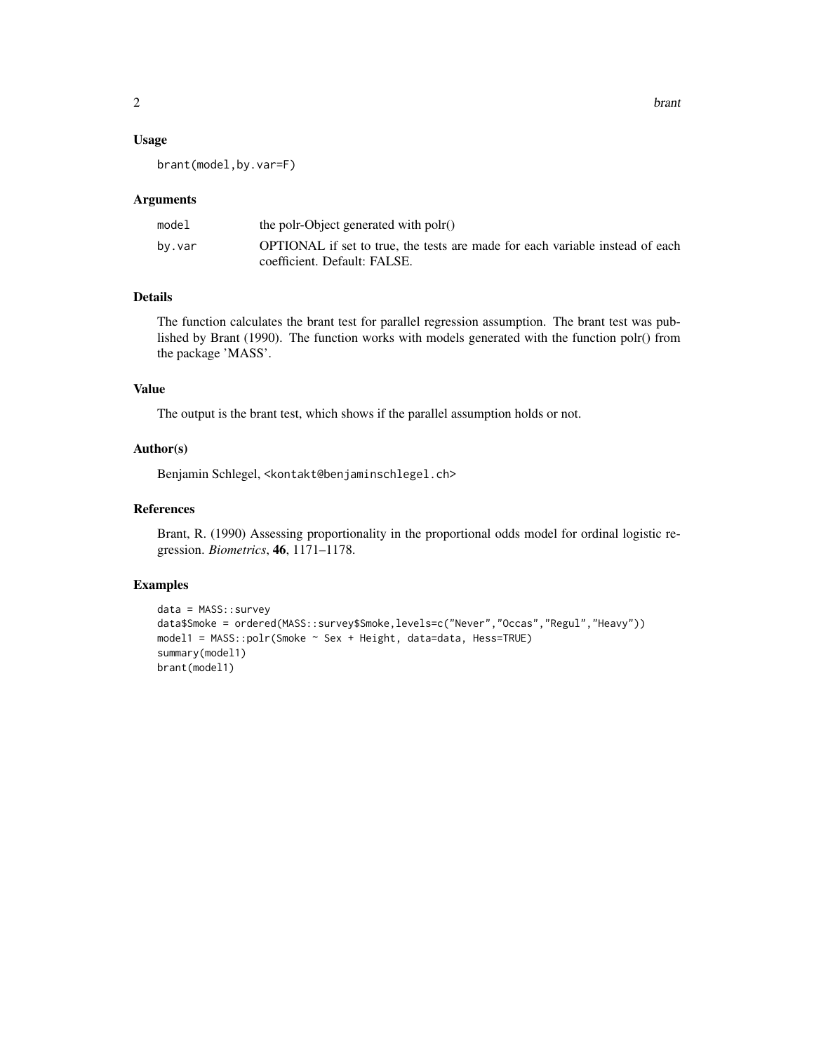## Usage

```
brant(model,by.var=F)
```

## Arguments

| | |
|---|---|
| model | the polr-Object generated with polr() |
| by.var | OPTIONAL if set to true, the tests are made for each variable instead of each coefficient. Default: FALSE. |

## Details

The function calculates the brant test for parallel regression assumption. The brant test was published by Brant (1990). The function works with models generated with the function polr() from the package 'MASS'.

## Value

The output is the brant test, which shows if the parallel assumption holds or not.

## Author(s)

Benjamin Schlegel, <kontakt@benjaminschlegel.ch>

## References

Brant, R. (1990) Assessing proportionality in the proportional odds model for ordinal logistic regression. *Biometrics*, **46**, 1171–1178.

## Examples

```
data = MASS::survey
data$Smoke = ordered(MASS::survey$Smoke,levels=c("Never","Occas","Regul","Heavy"))
model1 = MASS::polr(Smoke ~ Sex + Height, data=data, Hess=TRUE)
summary(model1)
brant(model1)
```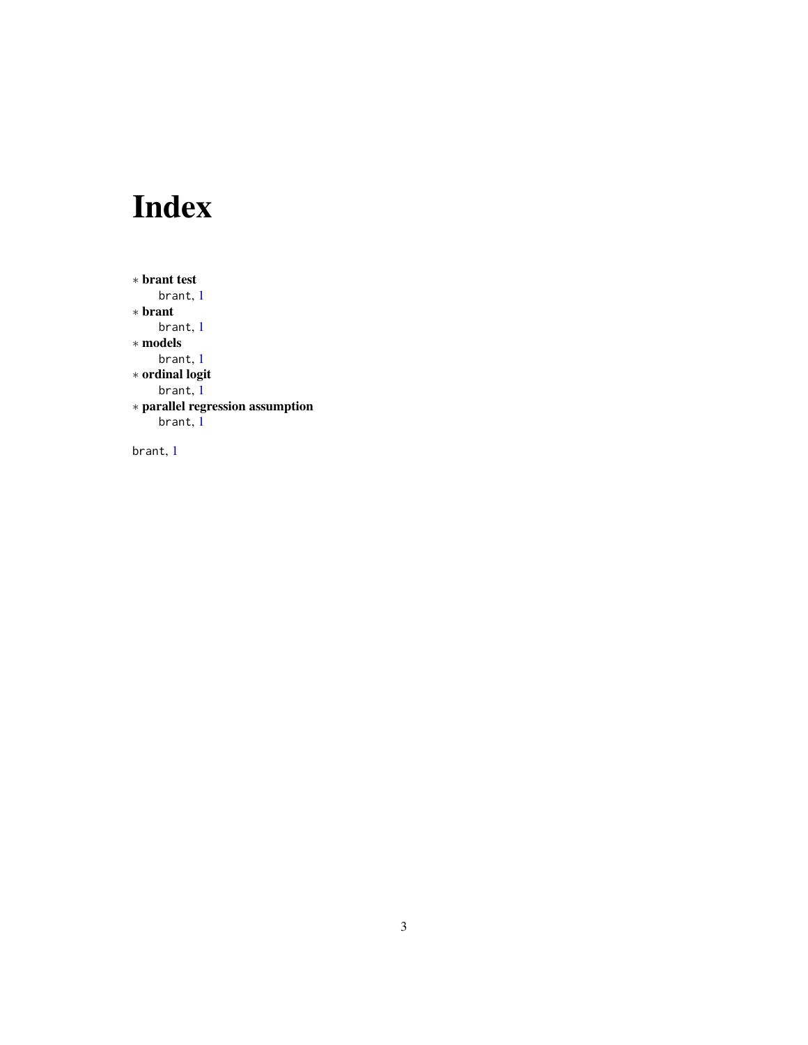# Index

∗ **brant test**
    `brant`, 1
∗ **brant**
    `brant`, 1
∗ **models**
    `brant`, 1
∗ **ordinal logit**
    `brant`, 1
∗ **parallel regression assumption**
    `brant`, 1

`brant`, 1